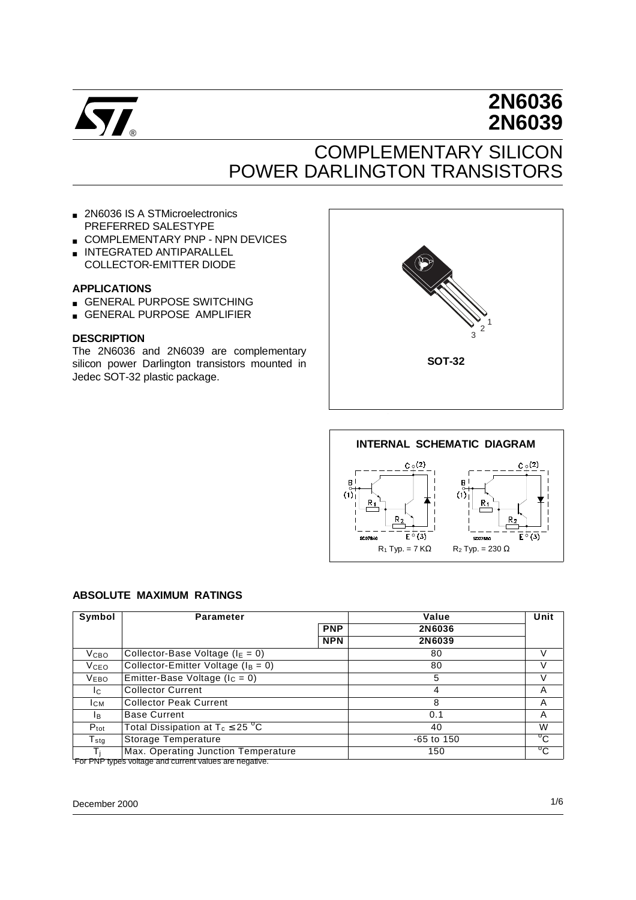# 2N6036
# 2N6039

## COMPLEMENTARY SILICON POWER DARLINGTON TRANSISTORS

- 2N6036 IS A STMicroelectronics PREFERRED SALESTYPE
- COMPLEMENTARY PNP - NPN DEVICES
- INTEGRATED ANTIPARALLEL COLLECTOR-EMITTER DIODE

### APPLICATIONS

- GENERAL PURPOSE SWITCHING
- GENERAL PURPOSE AMPLIFIER

### DESCRIPTION

The 2N6036 and 2N6039 are complementary silicon power Darlington transistors mounted in Jedec SOT-32 plastic package.

SOT-32

### INTERNAL SCHEMATIC DIAGRAM

$R_1$ Typ. = 7 KΩ    $R_2$ Typ. = 230 Ω

### ABSOLUTE MAXIMUM RATINGS

| Symbol | Parameter | | Value | Unit |
|---|---|---|---|---|
| | | PNP | 2N6036 | |
| | | NPN | 2N6039 | |
| $V_{CBO}$ | Collector-Base Voltage ($I_E$ = 0) | | 80 | V |
| $V_{CEO}$ | Collector-Emitter Voltage ($I_B$ = 0) | | 80 | V |
| $V_{EBO}$ | Emitter-Base Voltage ($I_C$ = 0) | | 5 | V |
| $I_C$ | Collector Current | | 4 | A |
| $I_{CM}$ | Collector Peak Current | | 8 | A |
| $I_B$ | Base Current | | 0.1 | A |
| $P_{tot}$ | Total Dissipation at $T_c \leq 25$ °C | | 40 | W |
| $T_{stg}$ | Storage Temperature | | -65 to 150 | °C |
| $T_j$ | Max. Operating Junction Temperature | | 150 | °C |

For PNP types voltage and current values are negative.

December 2000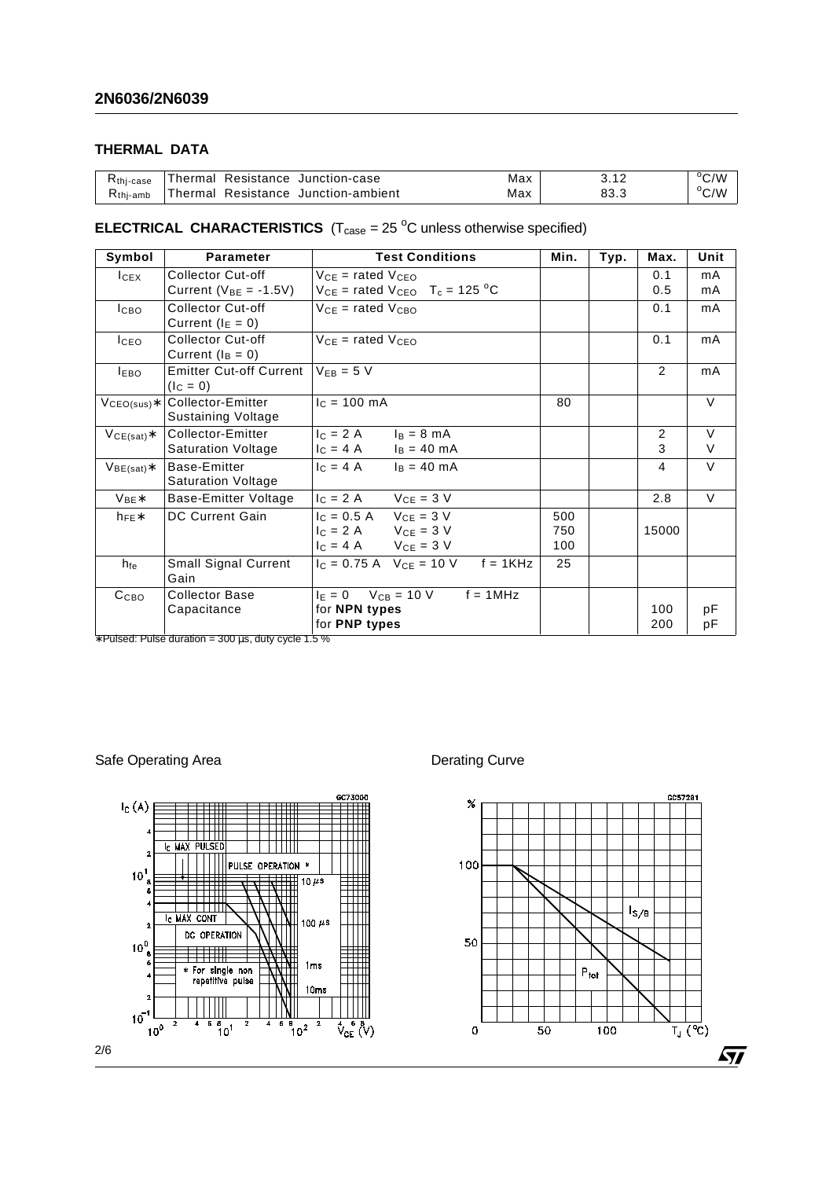## THERMAL DATA

| | | | | |
|---|---|---|---|---|
| $R_{thj-case}$ | Thermal Resistance Junction-case | Max | 3.12 | $^oC/W$ |
| $R_{thj-amb}$ | Thermal Resistance Junction-ambient | Max | 83.3 | $^oC/W$ |

## ELECTRICAL CHARACTERISTICS ($T_{case}$ = 25 $^oC$ unless otherwise specified)

| Symbol | Parameter | Test Conditions | Min. | Typ. | Max. | Unit |
|---|---|---|---|---|---|---|
| $I_{CEX}$ | Collector Cut-off Current ($V_{BE}$ = -1.5V) | $V_{CE}$ = rated $V_{CEO}$<br>$V_{CE}$ = rated $V_{CEO}$ $T_c$ = 125 $^oC$ | | | 0.1<br>0.5 | mA<br>mA |
| $I_{CBO}$ | Collector Cut-off Current ($I_E$ = 0) | $V_{CE}$ = rated $V_{CBO}$ | | | 0.1 | mA |
| $I_{CEO}$ | Collector Cut-off Current ($I_B$ = 0) | $V_{CE}$ = rated $V_{CEO}$ | | | 0.1 | mA |
| $I_{EBO}$ | Emitter Cut-off Current ($I_C$ = 0) | $V_{EB}$ = 5 V | | | 2 | mA |
| $V_{CEO(sus)}$∗ | Collector-Emitter Sustaining Voltage | $I_C$ = 100 mA | 80 | | | V |
| $V_{CE(sat)}$∗ | Collector-Emitter Saturation Voltage | $I_C$ = 2 A $I_B$ = 8 mA<br>$I_C$ = 4 A $I_B$ = 40 mA | | | 2<br>3 | V<br>V |
| $V_{BE(sat)}$∗ | Base-Emitter Saturation Voltage | $I_C$ = 4 A $I_B$ = 40 mA | | | 4 | V |
| $V_{BE}$∗ | Base-Emitter Voltage | $I_C$ = 2 A $V_{CE}$ = 3 V | | | 2.8 | V |
| $h_{FE}$∗ | DC Current Gain | $I_C$ = 0.5 A $V_{CE}$ = 3 V<br>$I_C$ = 2 A $V_{CE}$ = 3 V<br>$I_C$ = 4 A $V_{CE}$ = 3 V | 500<br>750<br>100 | | <br>15000<br> | |
| $h_{fe}$ | Small Signal Current Gain | $I_C$ = 0.75 A $V_{CE}$ = 10 V f = 1KHz | 25 | | | |
| $C_{CBO}$ | Collector Base Capacitance | $I_E$ = 0 $V_{CB}$ = 10 V f = 1MHz<br>for **NPN types**<br>for **PNP types** | | | <br>100<br>200 | <br>pF<br>pF |

∗Pulsed: Pulse duration = 300 µs, duty cycle 1.5 %

Safe Operating Area

Derating Curve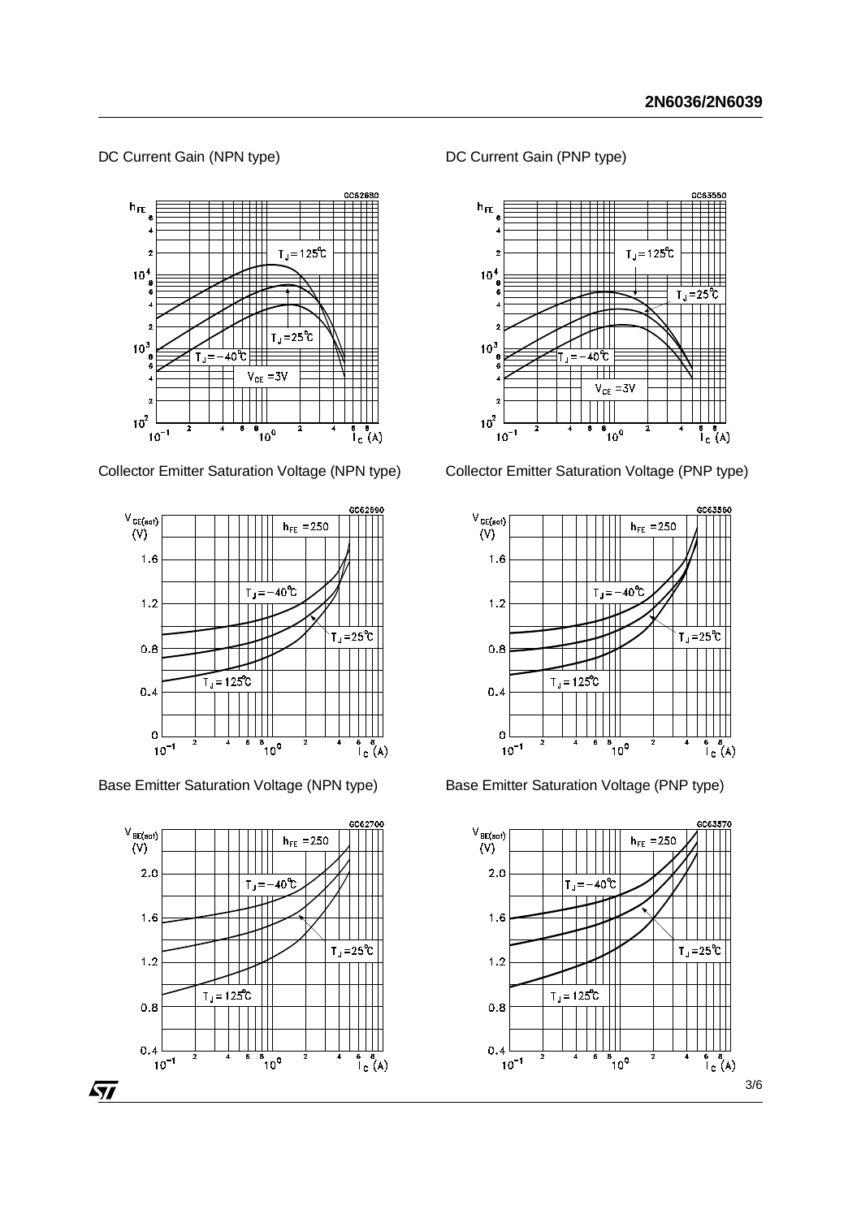DC Current Gain (NPN type)

DC Current Gain (PNP type)

Collector Emitter Saturation Voltage (NPN type)

Collector Emitter Saturation Voltage (PNP type)

Base Emitter Saturation Voltage (NPN type)

Base Emitter Saturation Voltage (PNP type)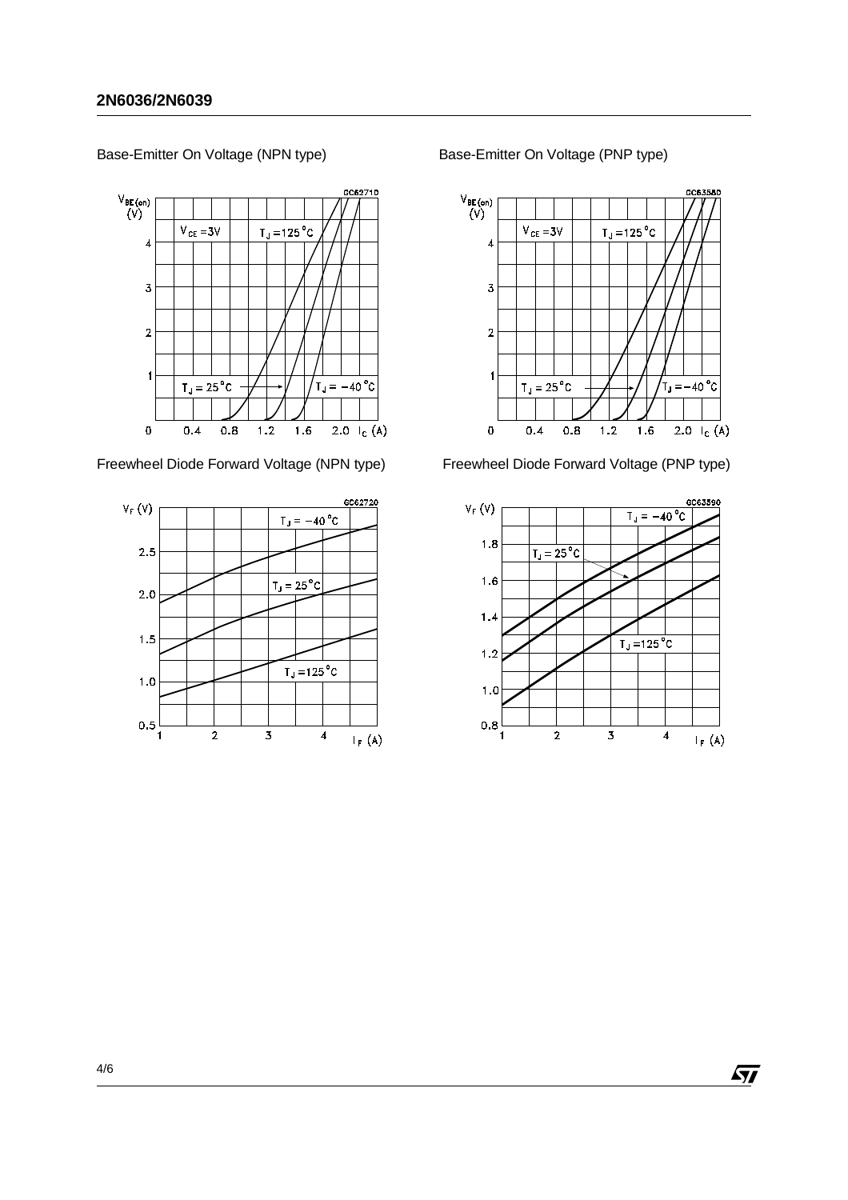Base-Emitter On Voltage (NPN type)

Base-Emitter On Voltage (PNP type)

Freewheel Diode Forward Voltage (NPN type)

Freewheel Diode Forward Voltage (PNP type)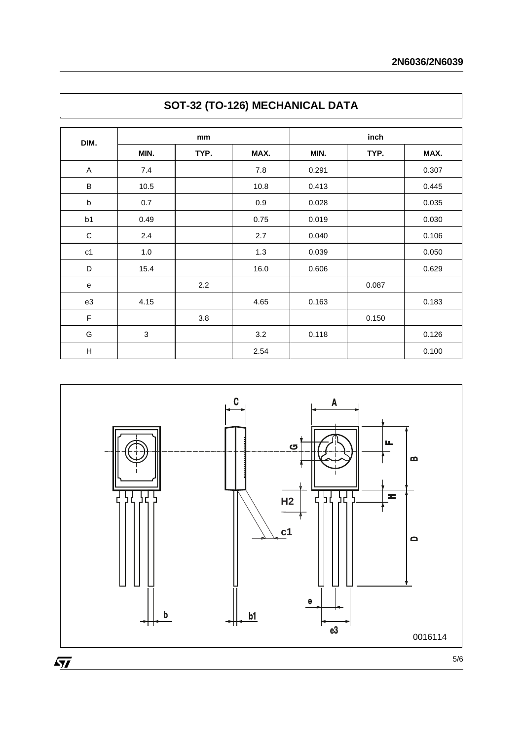## SOT-32 (TO-126) MECHANICAL DATA

| DIM. | mm | | | inch | | |
|---|---|---|---|---|---|---|
| | MIN. | TYP. | MAX. | MIN. | TYP. | MAX. |
| A | 7.4 | | 7.8 | 0.291 | | 0.307 |
| B | 10.5 | | 10.8 | 0.413 | | 0.445 |
| b | 0.7 | | 0.9 | 0.028 | | 0.035 |
| b1 | 0.49 | | 0.75 | 0.019 | | 0.030 |
| C | 2.4 | | 2.7 | 0.040 | | 0.106 |
| c1 | 1.0 | | 1.3 | 0.039 | | 0.050 |
| D | 15.4 | | 16.0 | 0.606 | | 0.629 |
| e | | 2.2 | | | 0.087 | |
| e3 | 4.15 | | 4.65 | 0.163 | | 0.183 |
| F | | 3.8 | | | 0.150 | |
| G | 3 | | 3.2 | 0.118 | | 0.126 |
| H | | | 2.54 | | | 0.100 |

0016114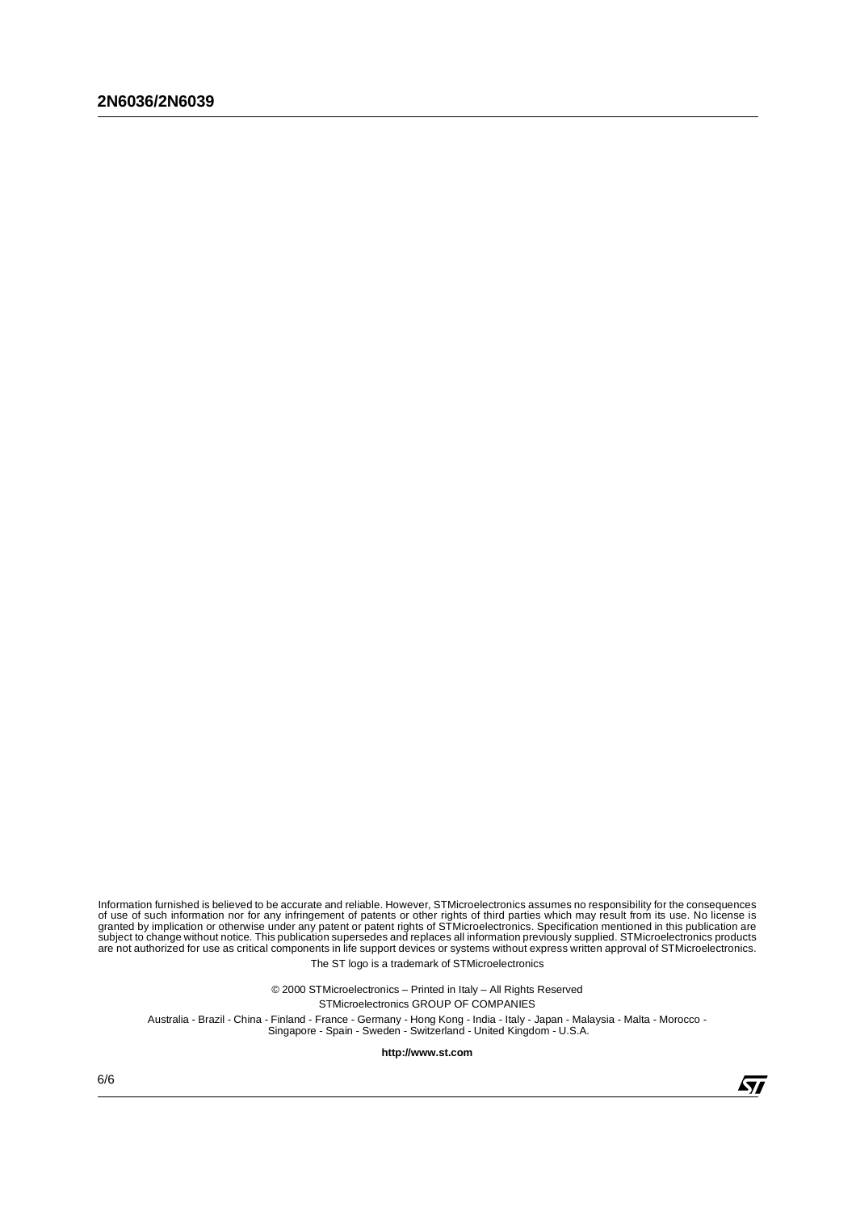Information furnished is believed to be accurate and reliable. However, STMicroelectronics assumes no responsibility for the consequences of use of such information nor for any infringement of patents or other rights of third parties which may result from its use. No license is granted by implication or otherwise under any patent or patent rights of STMicroelectronics. Specification mentioned in this publication are subject to change without notice. This publication supersedes and replaces all information previously supplied. STMicroelectronics products are not authorized for use as critical components in life support devices or systems without express written approval of STMicroelectronics.

The ST logo is a trademark of STMicroelectronics

© 2000 STMicroelectronics – Printed in Italy – All Rights Reserved

STMicroelectronics GROUP OF COMPANIES

Australia - Brazil - China - Finland - France - Germany - Hong Kong - India - Italy - Japan - Malaysia - Malta - Morocco - Singapore - Spain - Sweden - Switzerland - United Kingdom - U.S.A.

**http://www.st.com**